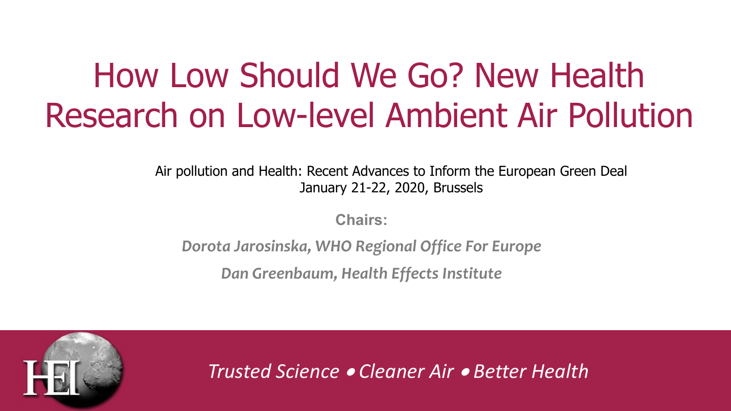# How Low Should We Go? New Health Research on Low-level Ambient Air Pollution

Air pollution and Health: Recent Advances to Inform the European Green Deal
January 21-22, 2020, Brussels

**Chairs:**

***Dorota Jarosinska, WHO Regional Office For Europe***

***Dan Greenbaum, Health Effects Institute***

HEI

*Trusted Science • Cleaner Air • Better Health*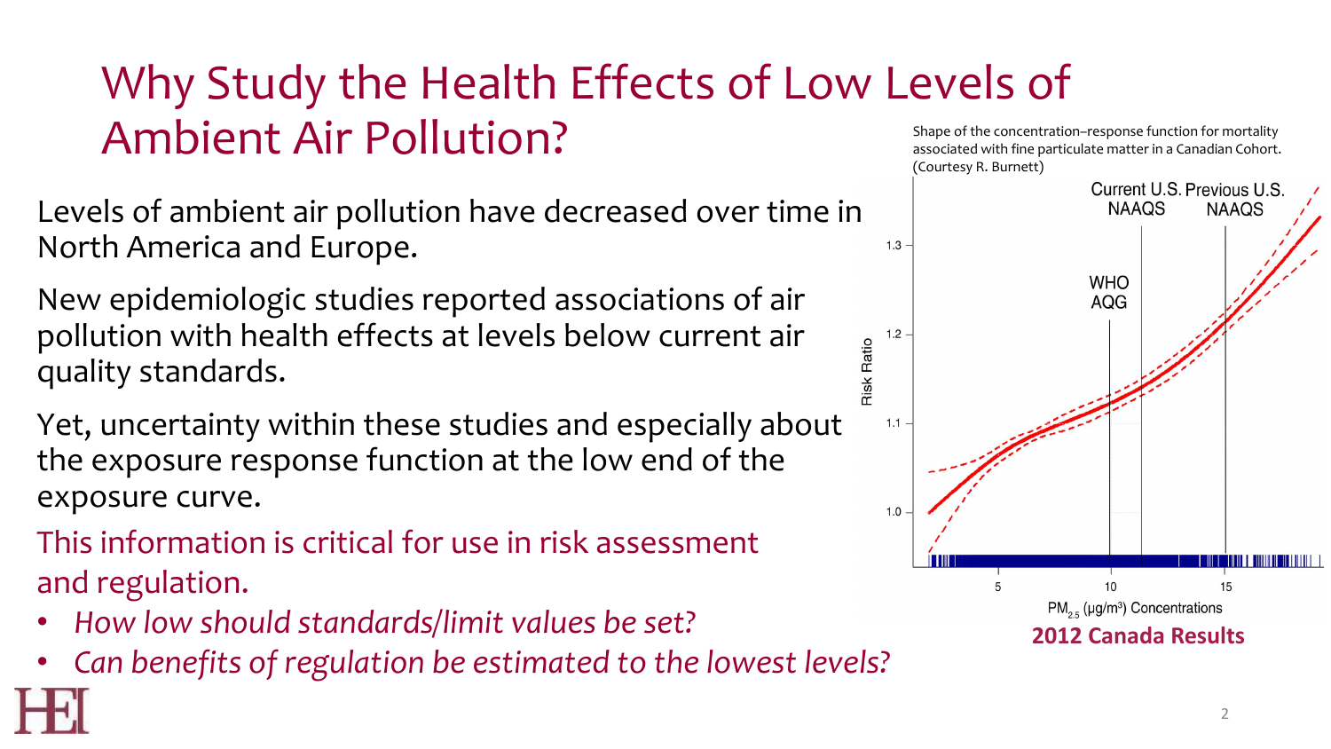# Why Study the Health Effects of Low Levels of Ambient Air Pollution?

Levels of ambient air pollution have decreased over time in North America and Europe.

New epidemiologic studies reported associations of air pollution with health effects at levels below current air quality standards.

Yet, uncertainty within these studies and especially about the exposure response function at the low end of the exposure curve.

This information is critical for use in risk assessment and regulation.

- *How low should standards/limit values be set?*
- *Can benefits of regulation be estimated to the lowest levels?*

Shape of the concentration–response function for mortality associated with fine particulate matter in a Canadian Cohort. (Courtesy R. Burnett)

Current U.S. NAAQS | Previous U.S. NAAQS | WHO AQG

Risk Ratio: 1.0, 1.1, 1.2, 1.3

$PM_{2.5}$ (μg/m³) Concentrations: 5, 10, 15

**2012 Canada Results**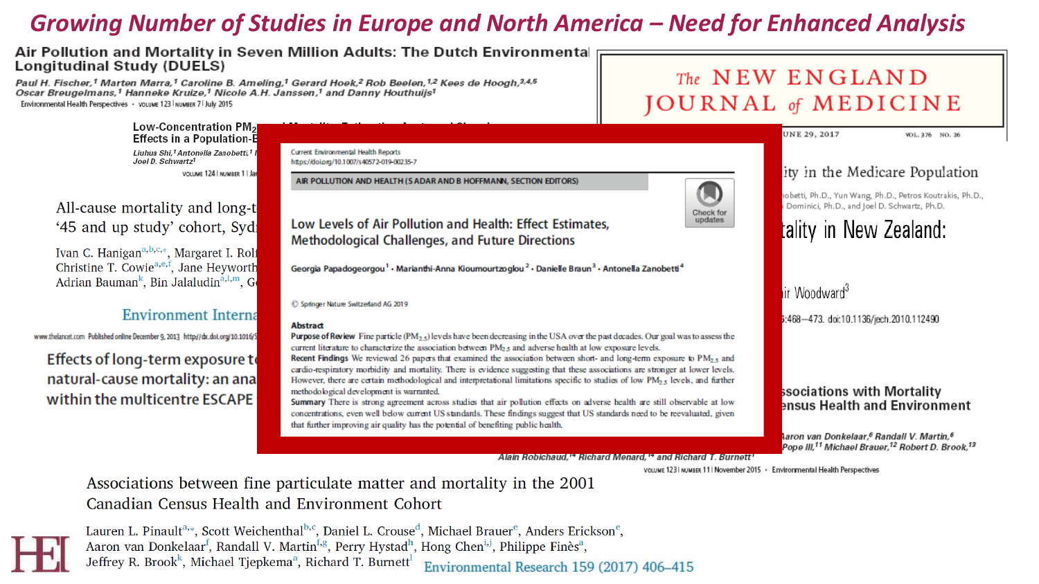# Growing Number of Studies in Europe and North America – Need for Enhanced Analysis

**Air Pollution and Mortality in Seven Million Adults: The Dutch Environmental Longitudinal Study (DUELS)**

*Paul H. Fischer,[1] Marten Marra,[1] Caroline B. Ameling,[1] Gerard Hoek,[2] Rob Beelen,[1,2] Kees de Hoogh,[3,4,5] Oscar Breugelmans,[1] Hanneke Kruize,[1] Nicole A.H. Janssen,[1] and Danny Houthuijs[1]*

Environmental Health Perspectives • VOLUME 123 | NUMBER 7 | July 2015

**Low-Concentration $PM_2$ ... and Mortality ... Effects in a Population-B...**

*Liuhua Shi,[1] Antonella Zanobetti,[1] ... Joel D. Schwartz[1]*

VOLUME 124 | NUMBER 1 | Jan...

All-cause mortality and long-t... '45 and up study' cohort, Sydn...

Ivan C. Hanigan[a,b,c,*], Margaret I. Rol..., Christine T. Cowie[a,e,f], Jane Heyworth..., Adrian Bauman[k], Bin Jalaludin[a,l,m], G...

Environment Interna...

www.thelancet.com Published online December 9, 2013 http://dx.doi.org/10.1016/S...

**Effects of long-term exposure t... natural-cause mortality: an ana... within the multicentre ESCAPE...**

The NEW ENGLAND JOURNAL of MEDICINE

...UNE 29, 2017 VOL. 376 NO. 26

...ity in the Medicare Population

...obetti, Ph.D., Yun Wang, Ph.D., Petros Koutrakis, Ph.D., ... Dominici, Ph.D., and Joel D. Schwartz, Ph.D.

...tality in New Zealand:

...ir Woodward[3]

...:468–473. doi:10.1136/jech.2010.112490

**...ssociations with Mortality ...ensus Health and Environment**

*...Aaron van Donkelaar,[8] Randall V. Martin,[8] ...Pope III,[11] Michael Brauer,[12] Robert D. Brook,[13] Alain Robichaud,[14] Richard Menard,[14] and Richard T. Burnett[1]*

VOLUME 123 | NUMBER 11 | November 2015 • Environmental Health Perspectives

---

Current Environmental Health Reports
https://doi.org/10.1007/s40572-019-00235-7

AIR POLLUTION AND HEALTH (S ADAR AND B HOFFMANN, SECTION EDITORS)

## Low Levels of Air Pollution and Health: Effect Estimates, Methodological Challenges, and Future Directions

Georgia Papadogeorgou[1] • Marianthi-Anna Kioumourtzoglou[2] • Danielle Braun[3] • Antonella Zanobetti[4]

© Springer Nature Switzerland AG 2019

**Abstract**

**Purpose of Review** Fine particle ($PM_{2.5}$) levels have been decreasing in the USA over the past decades. Our goal was to assess the current literature to characterize the association between $PM_{2.5}$ and adverse health at low exposure levels.

**Recent Findings** We reviewed 26 papers that examined the association between short- and long-term exposure to $PM_{2.5}$ and cardio-respiratory morbidity and mortality. There is evidence suggesting that these associations are stronger at lower levels. However, there are certain methodological and interpretational limitations specific to studies of low $PM_{2.5}$ levels, and further methodological development is warranted.

**Summary** There is strong agreement across studies that air pollution effects on adverse health are still observable at low concentrations, even well below current US standards. These findings suggest that US standards need to be reevaluated, given that further improving air quality has the potential of benefiting public health.

---

**Associations between fine particulate matter and mortality in the 2001 Canadian Census Health and Environment Cohort**

Lauren L. Pinault[a,*], Scott Weichenthal[b,c], Daniel L. Crouse[d], Michael Brauer[e], Anders Erickson[e], Aaron van Donkelaar[f], Randall V. Martin[f,g], Perry Hystad[h], Hong Chen[i,j], Philippe Finès[a], Jeffrey R. Brook[k], Michael Tjepkema[a], Richard T. Burnett[l]

Environmental Research 159 (2017) 406–415

HEI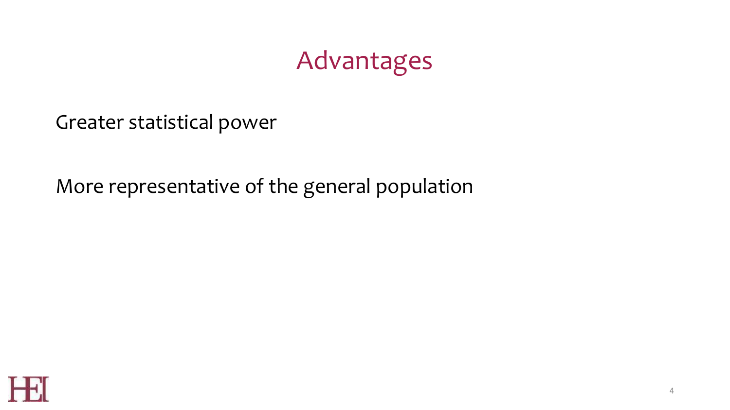# Advantages

Greater statistical power

More representative of the general population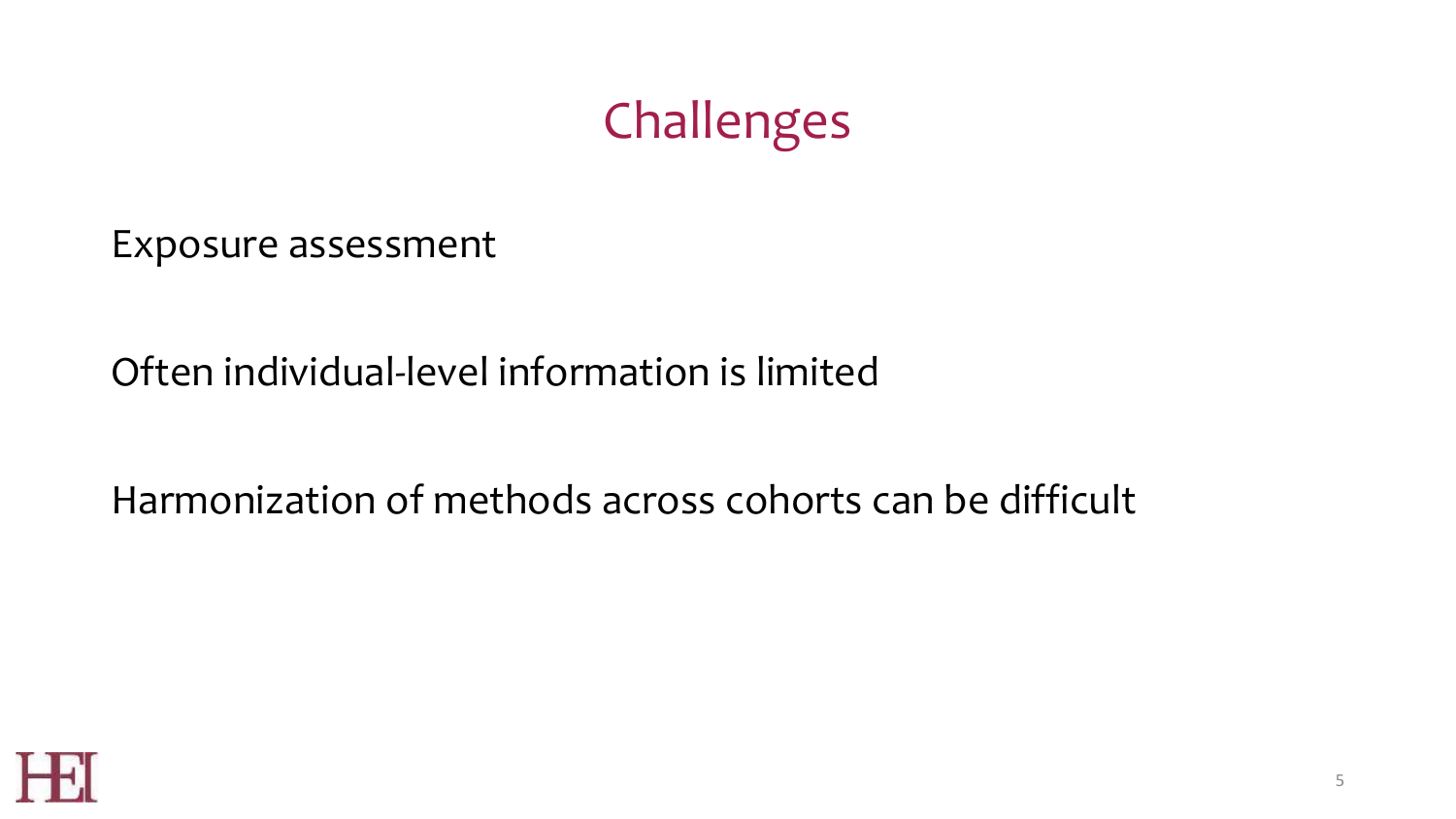# Challenges

Exposure assessment

Often individual-level information is limited

Harmonization of methods across cohorts can be difficult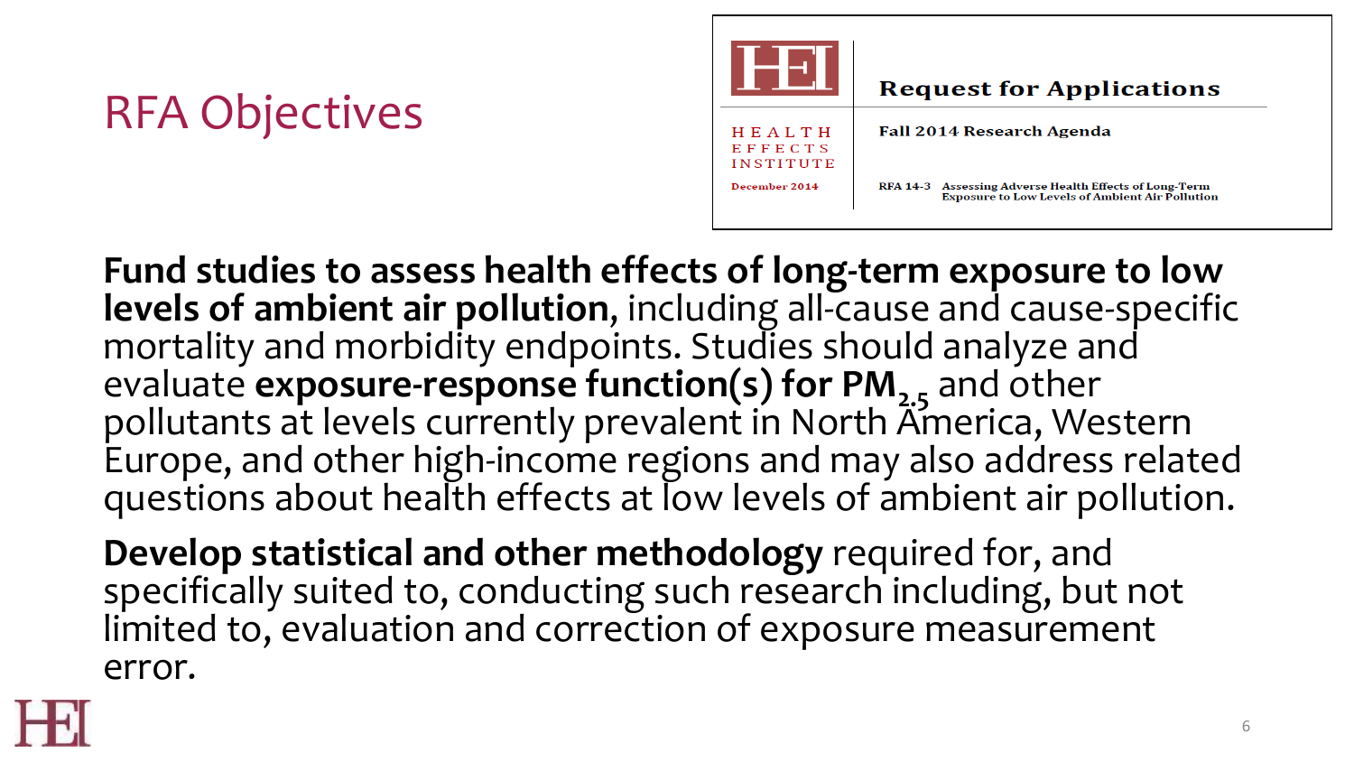# RFA Objectives

HEALTH EFFECTS INSTITUTE

December 2014

**Request for Applications**

**Fall 2014 Research Agenda**

**RFA 14-3** Assessing Adverse Health Effects of Long-Term Exposure to Low Levels of Ambient Air Pollution

**Fund studies to assess health effects of long-term exposure to low levels of ambient air pollution**, including all-cause and cause-specific mortality and morbidity endpoints. Studies should analyze and evaluate **exposure-response function(s) for $PM_{2.5}$** and other pollutants at levels currently prevalent in North America, Western Europe, and other high-income regions and may also address related questions about health effects at low levels of ambient air pollution.

**Develop statistical and other methodology** required for, and specifically suited to, conducting such research including, but not limited to, evaluation and correction of exposure measurement error.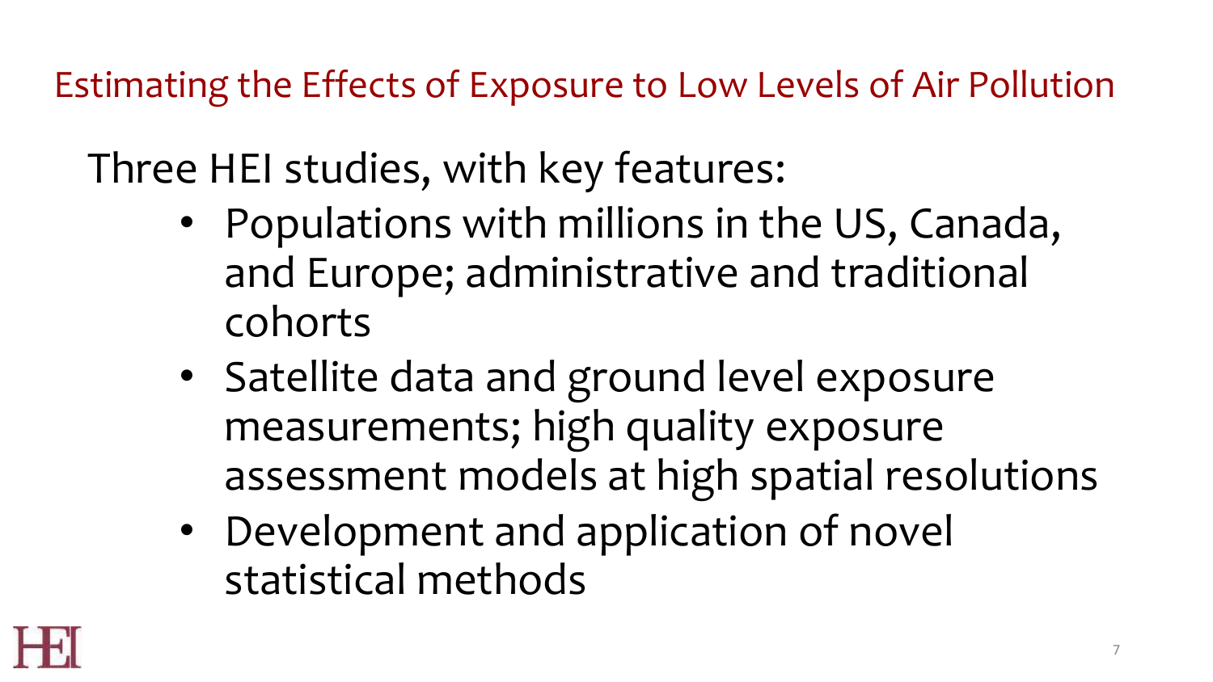# Estimating the Effects of Exposure to Low Levels of Air Pollution

Three HEI studies, with key features:

- Populations with millions in the US, Canada, and Europe; administrative and traditional cohorts
- Satellite data and ground level exposure measurements; high quality exposure assessment models at high spatial resolutions
- Development and application of novel statistical methods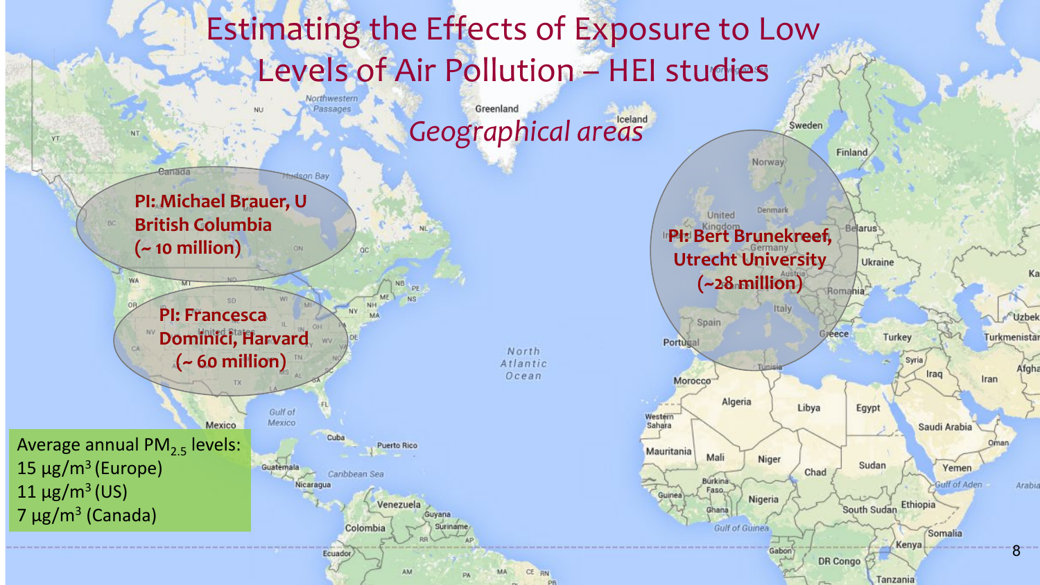# Estimating the Effects of Exposure to Low Levels of Air Pollution – HEI studies

*Geographical areas*

**PI: Michael Brauer, U British Columbia (~ 10 million)**

**PI: Francesca Dominici, Harvard (~ 60 million)**

**PI: Bert Brunekreef, Utrecht University (~28 million)**

Average annual $PM_{2.5}$ levels:
15 $\mu g/m^3$ (Europe)
11 $\mu g/m^3$ (US)
7 $\mu g/m^3$ (Canada)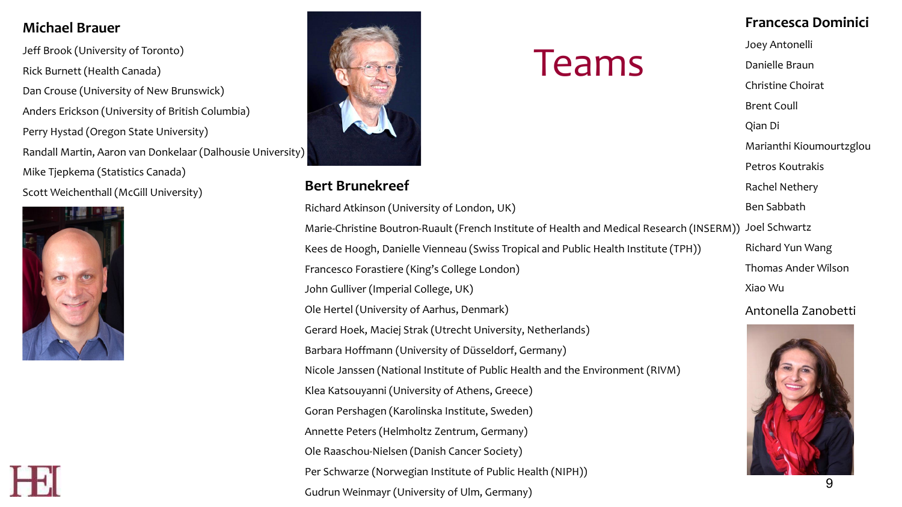# Teams

### Michael Brauer

- Jeff Brook (University of Toronto)
- Rick Burnett (Health Canada)
- Dan Crouse (University of New Brunswick)
- Anders Erickson (University of British Columbia)
- Perry Hystad (Oregon State University)
- Randall Martin, Aaron van Donkelaar (Dalhousie University)
- Mike Tjepkema (Statistics Canada)
- Scott Weichenthall (McGill University)

### Bert Brunekreef

- Richard Atkinson (University of London, UK)
- Marie-Christine Boutron-Ruault (French Institute of Health and Medical Research (INSERM))
- Kees de Hoogh, Danielle Vienneau (Swiss Tropical and Public Health Institute (TPH))
- Francesco Forastiere (King's College London)
- John Gulliver (Imperial College, UK)
- Ole Hertel (University of Aarhus, Denmark)
- Gerard Hoek, Maciej Strak (Utrecht University, Netherlands)
- Barbara Hoffmann (University of Düsseldorf, Germany)
- Nicole Janssen (National Institute of Public Health and the Environment (RIVM)
- Klea Katsouyanni (University of Athens, Greece)
- Goran Pershagen (Karolinska Institute, Sweden)
- Annette Peters (Helmholtz Zentrum, Germany)
- Ole Raaschou-Nielsen (Danish Cancer Society)
- Per Schwarze (Norwegian Institute of Public Health (NIPH))
- Gudrun Weinmayr (University of Ulm, Germany)

### Francesca Dominici

- Joey Antonelli
- Danielle Braun
- Christine Choirat
- Brent Coull
- Qian Di
- Marianthi Kioumourtzglou
- Petros Koutrakis
- Rachel Nethery
- Ben Sabbath
- Joel Schwartz
- Richard Yun Wang
- Thomas Ander Wilson
- Xiao Wu

Antonella Zanobetti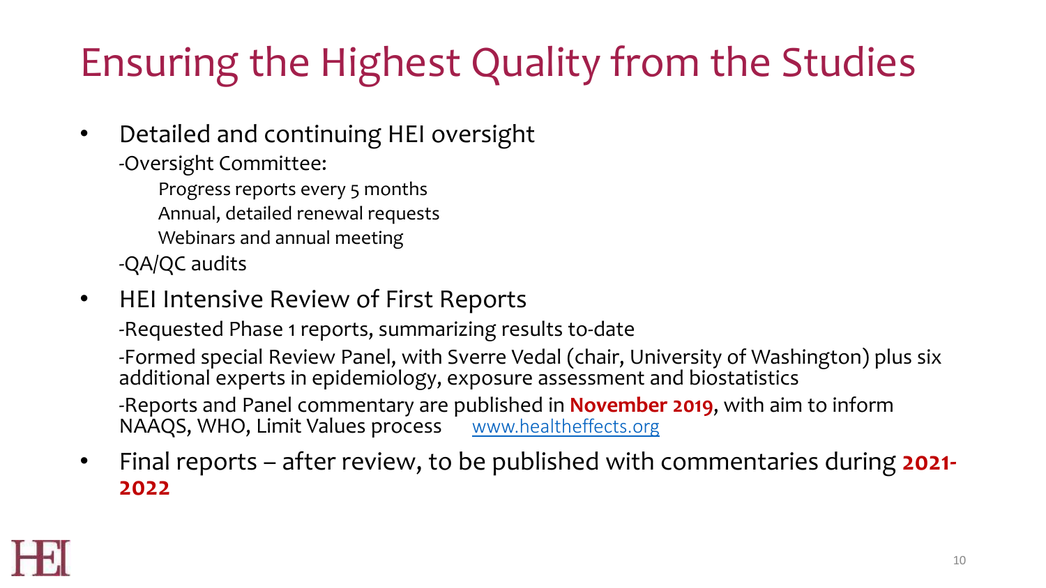# Ensuring the Highest Quality from the Studies

- Detailed and continuing HEI oversight
  - -Oversight Committee:
    - Progress reports every 5 months
    - Annual, detailed renewal requests
    - Webinars and annual meeting
  - -QA/QC audits
- HEI Intensive Review of First Reports
  - -Requested Phase 1 reports, summarizing results to-date
  - -Formed special Review Panel, with Sverre Vedal (chair, University of Washington) plus six additional experts in epidemiology, exposure assessment and biostatistics
  - -Reports and Panel commentary are published in **November 2019**, with aim to inform NAAQS, WHO, Limit Values process [www.healtheffects.org](http://www.healtheffects.org)
- Final reports – after review, to be published with commentaries during **2021-2022**

HEI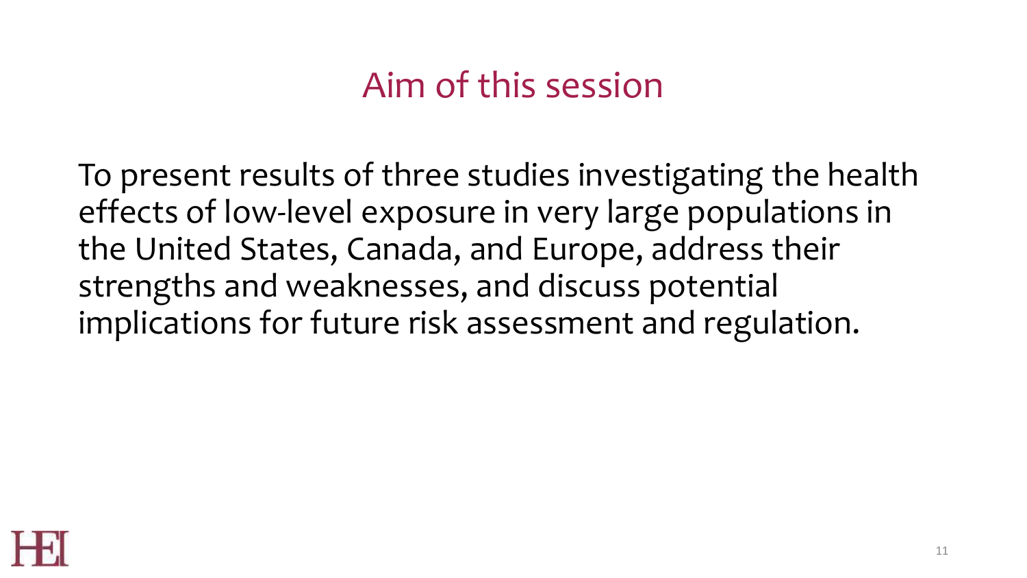# Aim of this session

To present results of three studies investigating the health effects of low-level exposure in very large populations in the United States, Canada, and Europe, address their strengths and weaknesses, and discuss potential implications for future risk assessment and regulation.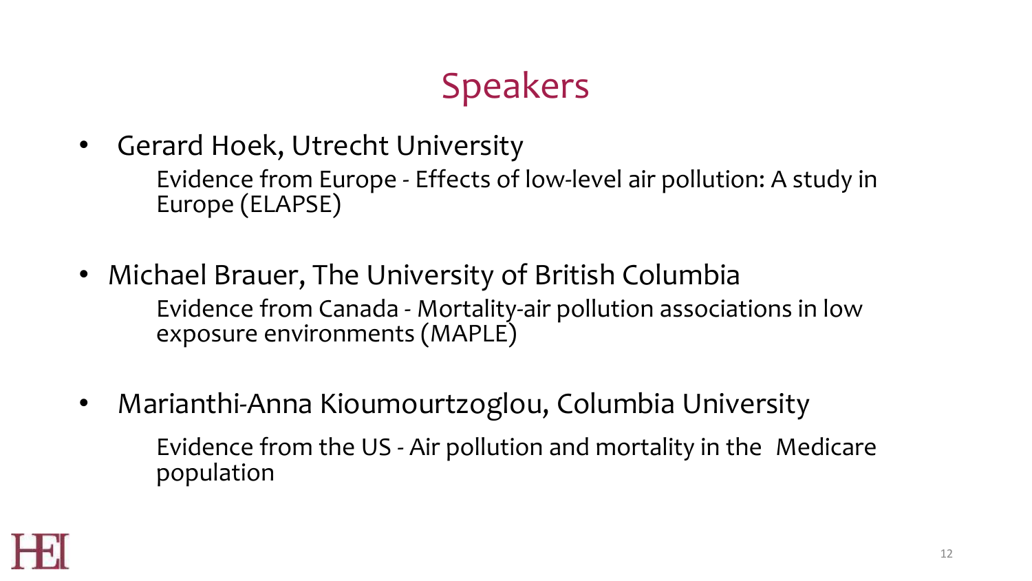# Speakers

- Gerard Hoek, Utrecht University

  Evidence from Europe - Effects of low-level air pollution: A study in Europe (ELAPSE)

- Michael Brauer, The University of British Columbia

  Evidence from Canada - Mortality-air pollution associations in low exposure environments (MAPLE)

- Marianthi-Anna Kioumourtzoglou, Columbia University

  Evidence from the US - Air pollution and mortality in the Medicare population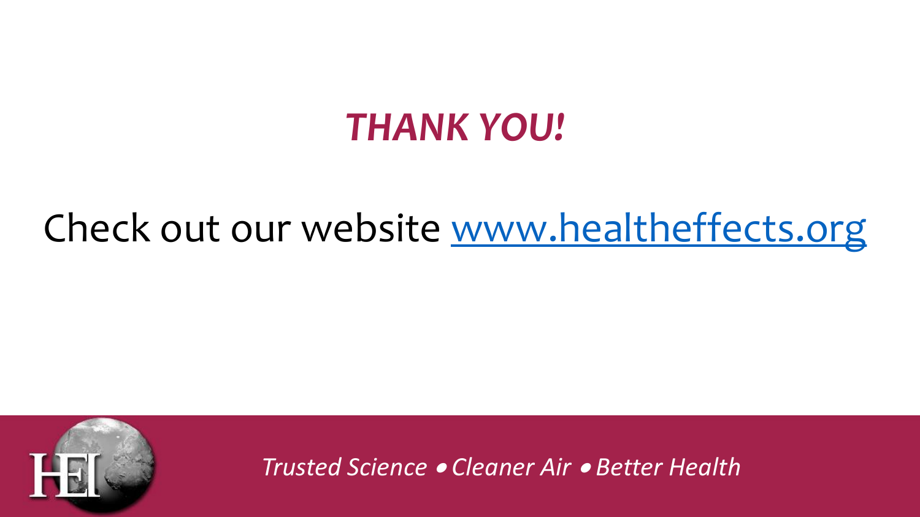# *THANK YOU!*

Check out our website [www.healtheffects.org](http://www.healtheffects.org)

HEI

*Trusted Science • Cleaner Air • Better Health*